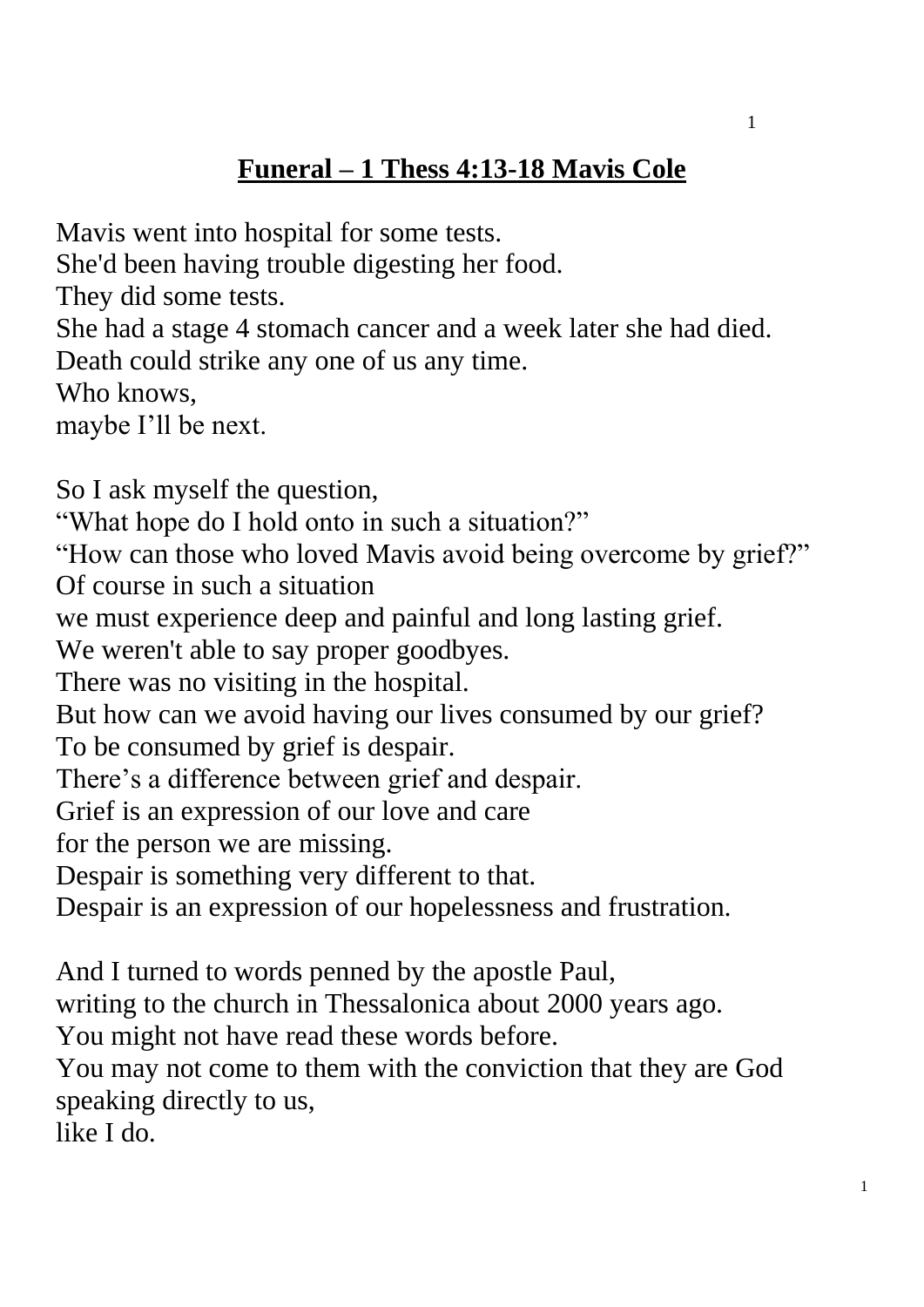# **Funeral – 1 Thess 4:13-18 Mavis Cole**

Mavis went into hospital for some tests.
She'd been having trouble digesting her food.
They did some tests.
She had a stage 4 stomach cancer and a week later she had died.
Death could strike any one of us any time.
Who knows,
maybe I'll be next.

So I ask myself the question,
"What hope do I hold onto in such a situation?"
"How can those who loved Mavis avoid being overcome by grief?"
Of course in such a situation
we must experience deep and painful and long lasting grief.
We weren't able to say proper goodbyes.
There was no visiting in the hospital.
But how can we avoid having our lives consumed by our grief?
To be consumed by grief is despair.
There's a difference between grief and despair.
Grief is an expression of our love and care
for the person we are missing.
Despair is something very different to that.
Despair is an expression of our hopelessness and frustration.

And I turned to words penned by the apostle Paul,
writing to the church in Thessalonica about 2000 years ago.
You might not have read these words before.
You may not come to them with the conviction that they are God speaking directly to us,
like I do.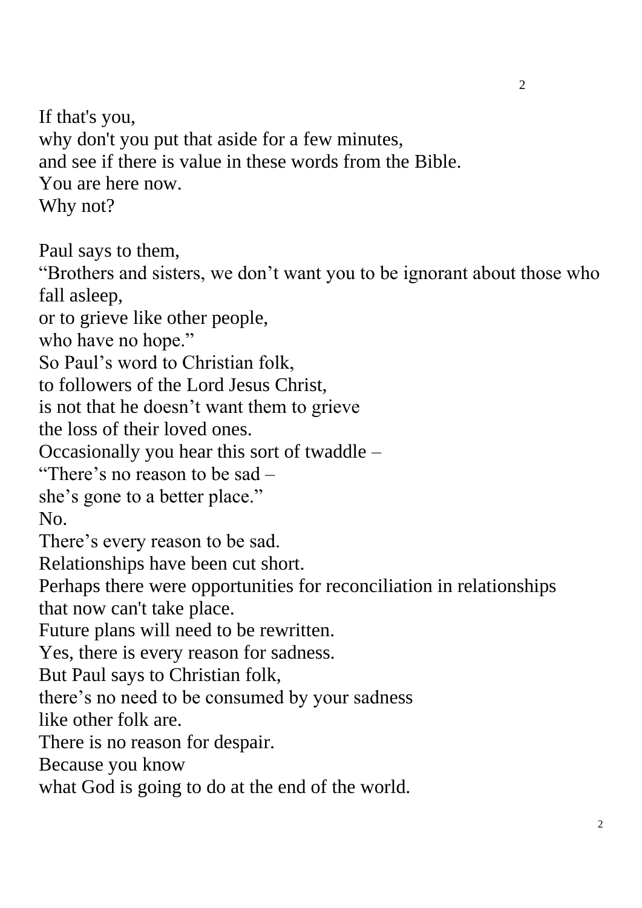If that's you,
why don't you put that aside for a few minutes,
and see if there is value in these words from the Bible.
You are here now.
Why not?

Paul says to them,
“Brothers and sisters, we don’t want you to be ignorant about those who fall asleep,
or to grieve like other people,
who have no hope.”
So Paul’s word to Christian folk,
to followers of the Lord Jesus Christ,
is not that he doesn’t want them to grieve
the loss of their loved ones.
Occasionally you hear this sort of twaddle –
“There’s no reason to be sad –
she’s gone to a better place.”
No.
There’s every reason to be sad.
Relationships have been cut short.
Perhaps there were opportunities for reconciliation in relationships
that now can't take place.
Future plans will need to be rewritten.
Yes, there is every reason for sadness.
But Paul says to Christian folk,
there’s no need to be consumed by your sadness
like other folk are.
There is no reason for despair.
Because you know
what God is going to do at the end of the world.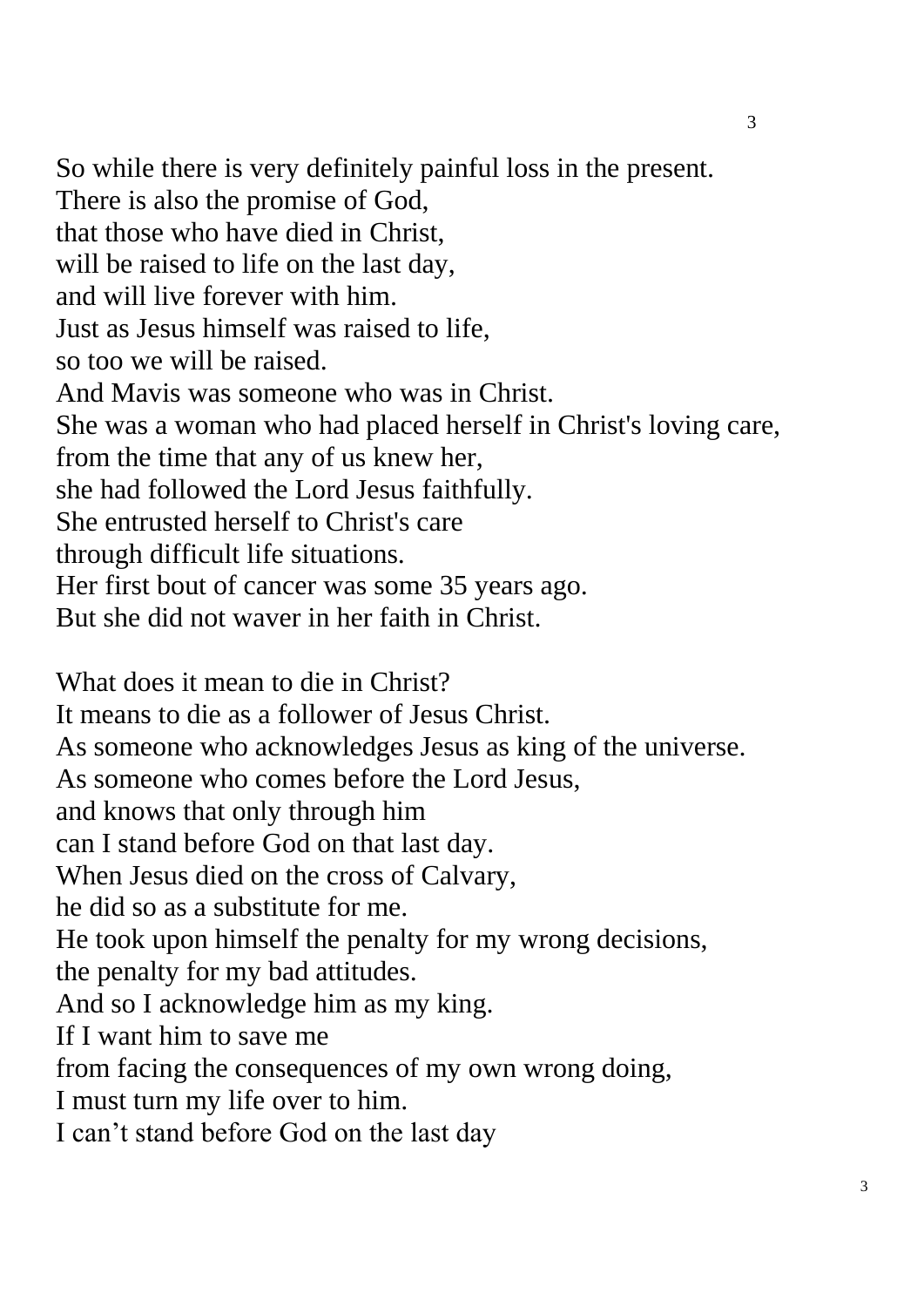So while there is very definitely painful loss in the present.
There is also the promise of God,
that those who have died in Christ,
will be raised to life on the last day,
and will live forever with him.
Just as Jesus himself was raised to life,
so too we will be raised.
And Mavis was someone who was in Christ.
She was a woman who had placed herself in Christ's loving care,
from the time that any of us knew her,
she had followed the Lord Jesus faithfully.
She entrusted herself to Christ's care
through difficult life situations.
Her first bout of cancer was some 35 years ago.
But she did not waver in her faith in Christ.

What does it mean to die in Christ?
It means to die as a follower of Jesus Christ.
As someone who acknowledges Jesus as king of the universe.
As someone who comes before the Lord Jesus,
and knows that only through him
can I stand before God on that last day.
When Jesus died on the cross of Calvary,
he did so as a substitute for me.
He took upon himself the penalty for my wrong decisions,
the penalty for my bad attitudes.
And so I acknowledge him as my king.
If I want him to save me
from facing the consequences of my own wrong doing,
I must turn my life over to him.
I can't stand before God on the last day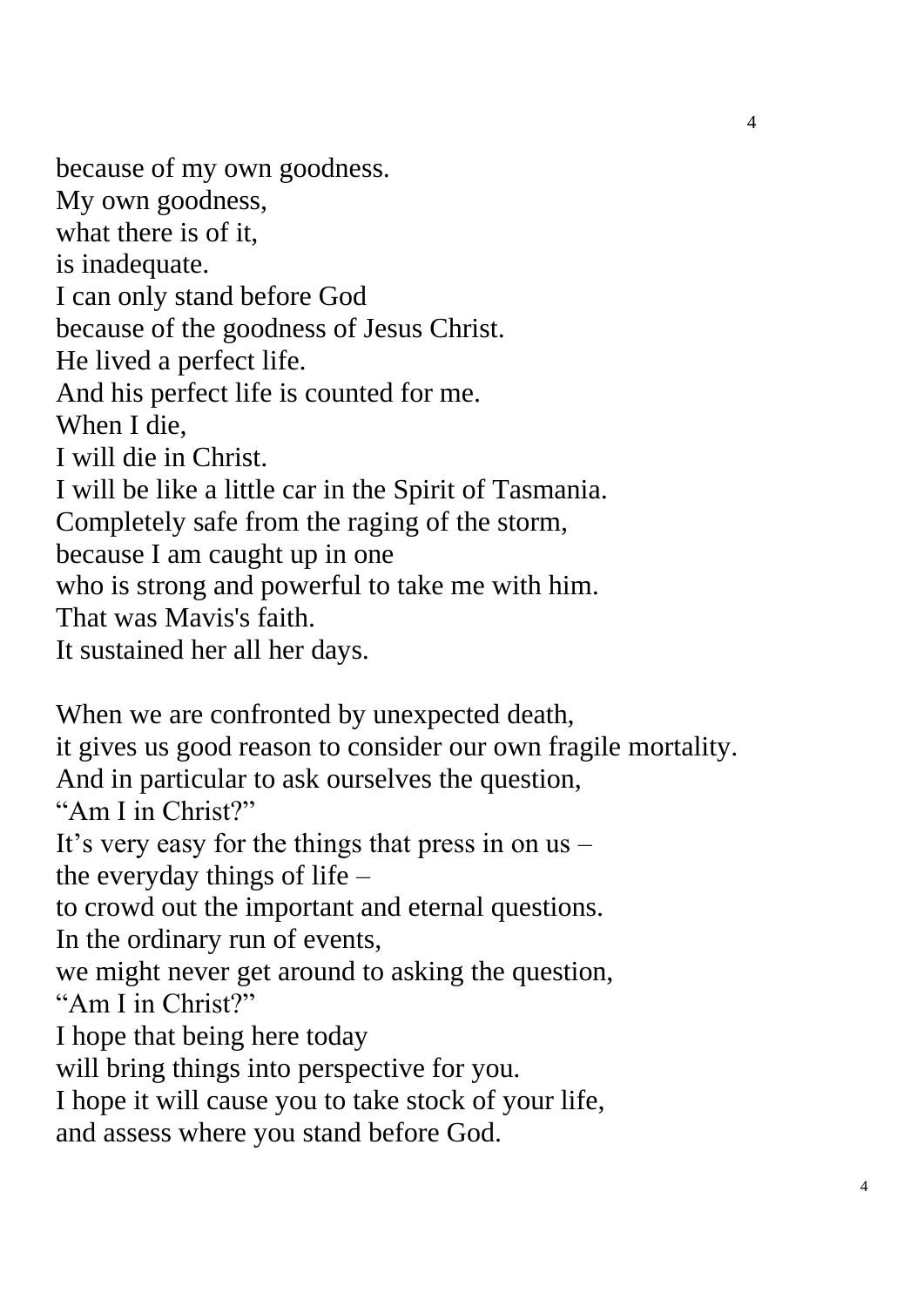because of my own goodness.
My own goodness,
what there is of it,
is inadequate.
I can only stand before God
because of the goodness of Jesus Christ.
He lived a perfect life.
And his perfect life is counted for me.
When I die,
I will die in Christ.
I will be like a little car in the Spirit of Tasmania.
Completely safe from the raging of the storm,
because I am caught up in one
who is strong and powerful to take me with him.
That was Mavis's faith.
It sustained her all her days.

When we are confronted by unexpected death,
it gives us good reason to consider our own fragile mortality.
And in particular to ask ourselves the question,
"Am I in Christ?"
It's very easy for the things that press in on us –
the everyday things of life –
to crowd out the important and eternal questions.
In the ordinary run of events,
we might never get around to asking the question,
"Am I in Christ?"
I hope that being here today
will bring things into perspective for you.
I hope it will cause you to take stock of your life,
and assess where you stand before God.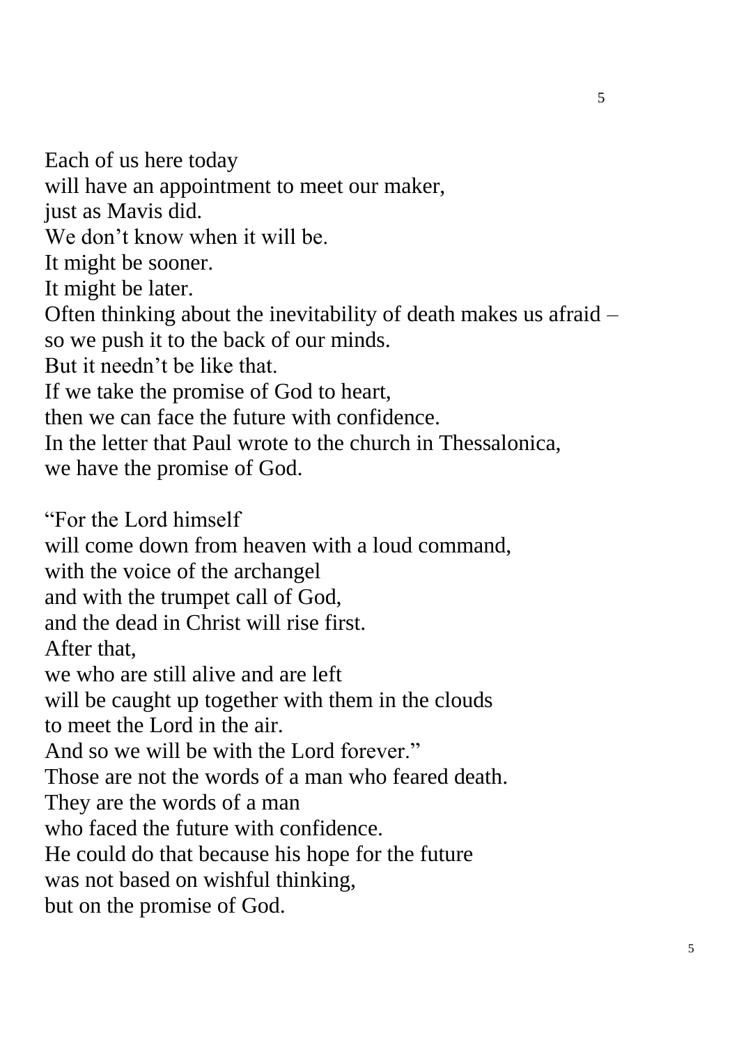Each of us here today  
will have an appointment to meet our maker,  
just as Mavis did.  
We don’t know when it will be.  
It might be sooner.  
It might be later.  
Often thinking about the inevitability of death makes us afraid –  
so we push it to the back of our minds.  
But it needn’t be like that.  
If we take the promise of God to heart,  
then we can face the future with confidence.  
In the letter that Paul wrote to the church in Thessalonica,  
we have the promise of God.

“For the Lord himself  
will come down from heaven with a loud command,  
with the voice of the archangel  
and with the trumpet call of God,  
and the dead in Christ will rise first.  
After that,  
we who are still alive and are left  
will be caught up together with them in the clouds  
to meet the Lord in the air.  
And so we will be with the Lord forever.”  
Those are not the words of a man who feared death.  
They are the words of a man  
who faced the future with confidence.  
He could do that because his hope for the future  
was not based on wishful thinking,  
but on the promise of God.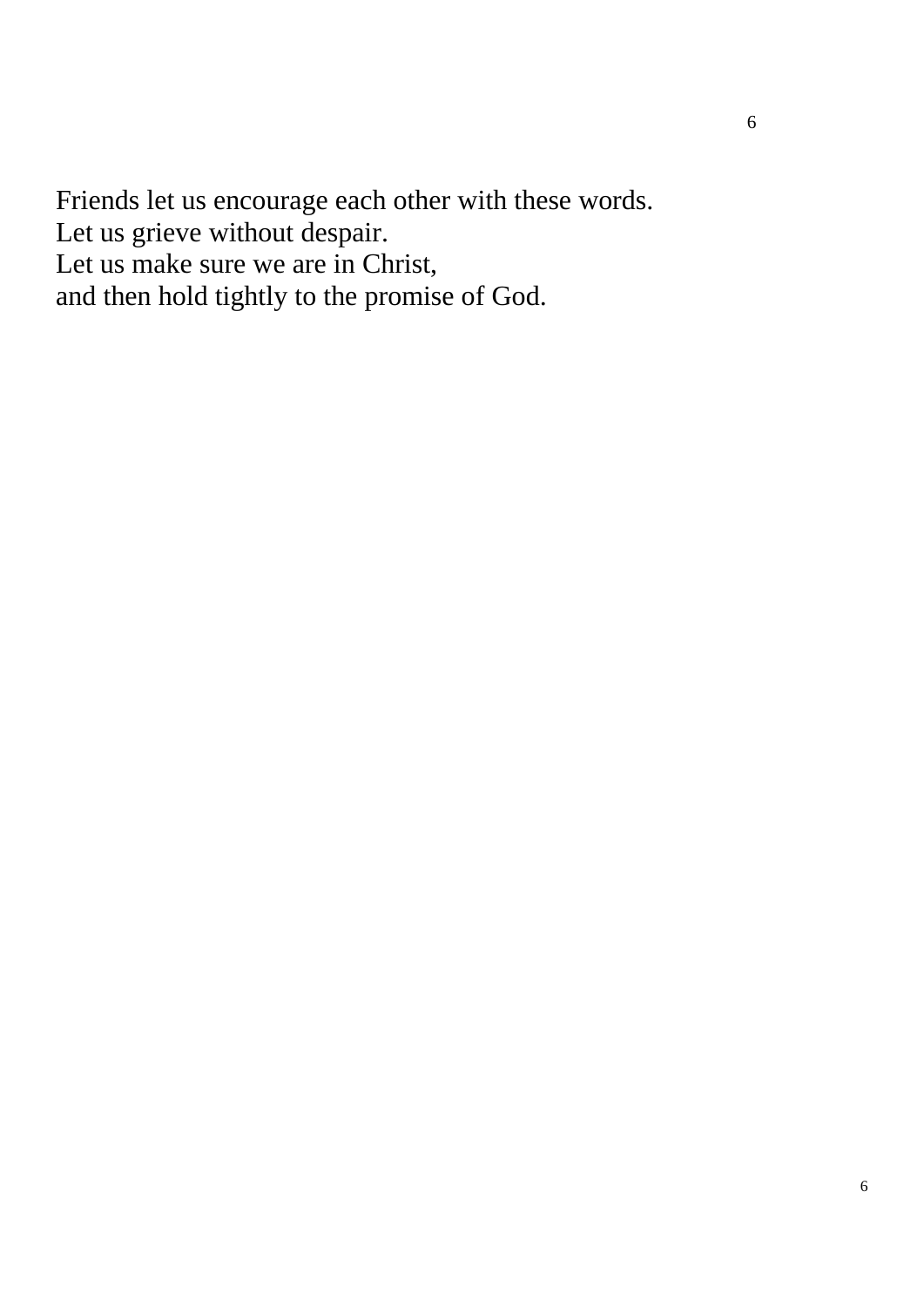Friends let us encourage each other with these words.
Let us grieve without despair.
Let us make sure we are in Christ,
and then hold tightly to the promise of God.